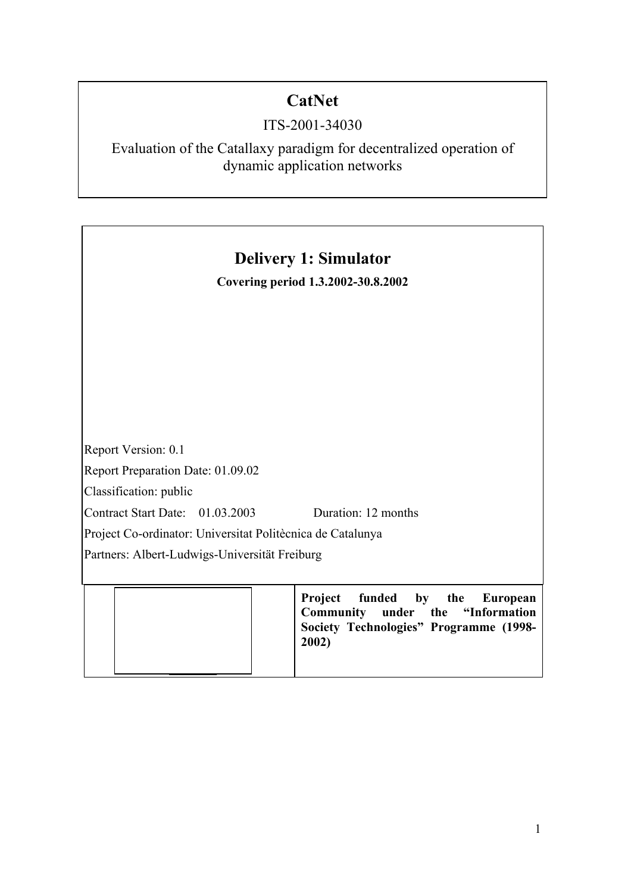# CatNet

ITS-2001-34030

Evaluation of the Catallaxy paradigm for decentralized operation of dynamic application networks

## Delivery 1: Simulator

**Covering period 1.3.2002-30.8.2002**

Report Version: 0.1

Report Preparation Date: 01.09.02

Classification: public

Contract Start Date: 01.03.2003 Duration: 12 months

Project Co-ordinator: Universitat Politècnica de Catalunya

Partners: Albert-Ludwigs-Universität Freiburg

**Project funded by the European Community under the "Information Society Technologies" Programme (1998-2002)**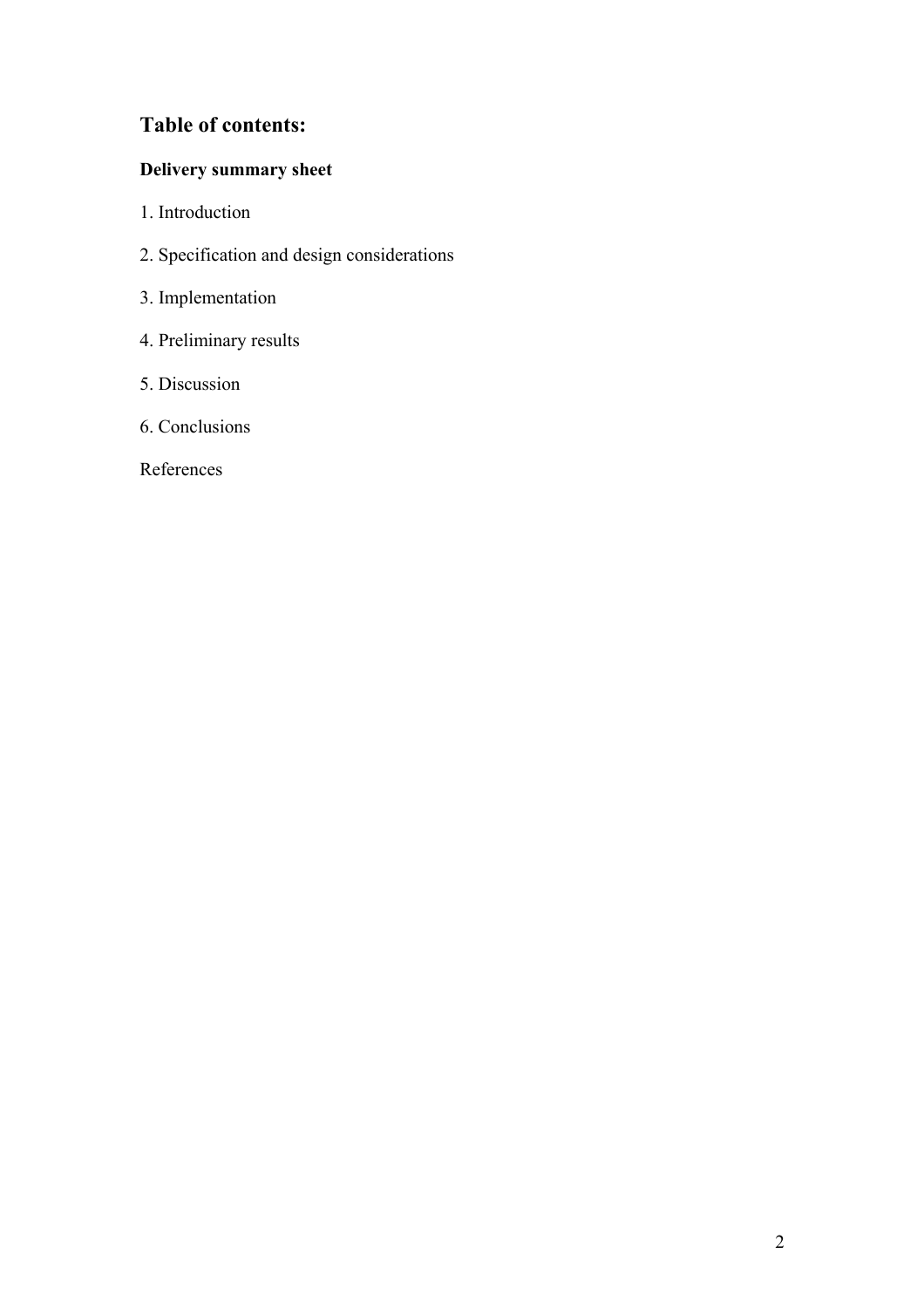## Table of contents:

**Delivery summary sheet**

1. Introduction

2. Specification and design considerations

3. Implementation

4. Preliminary results

5. Discussion

6. Conclusions

References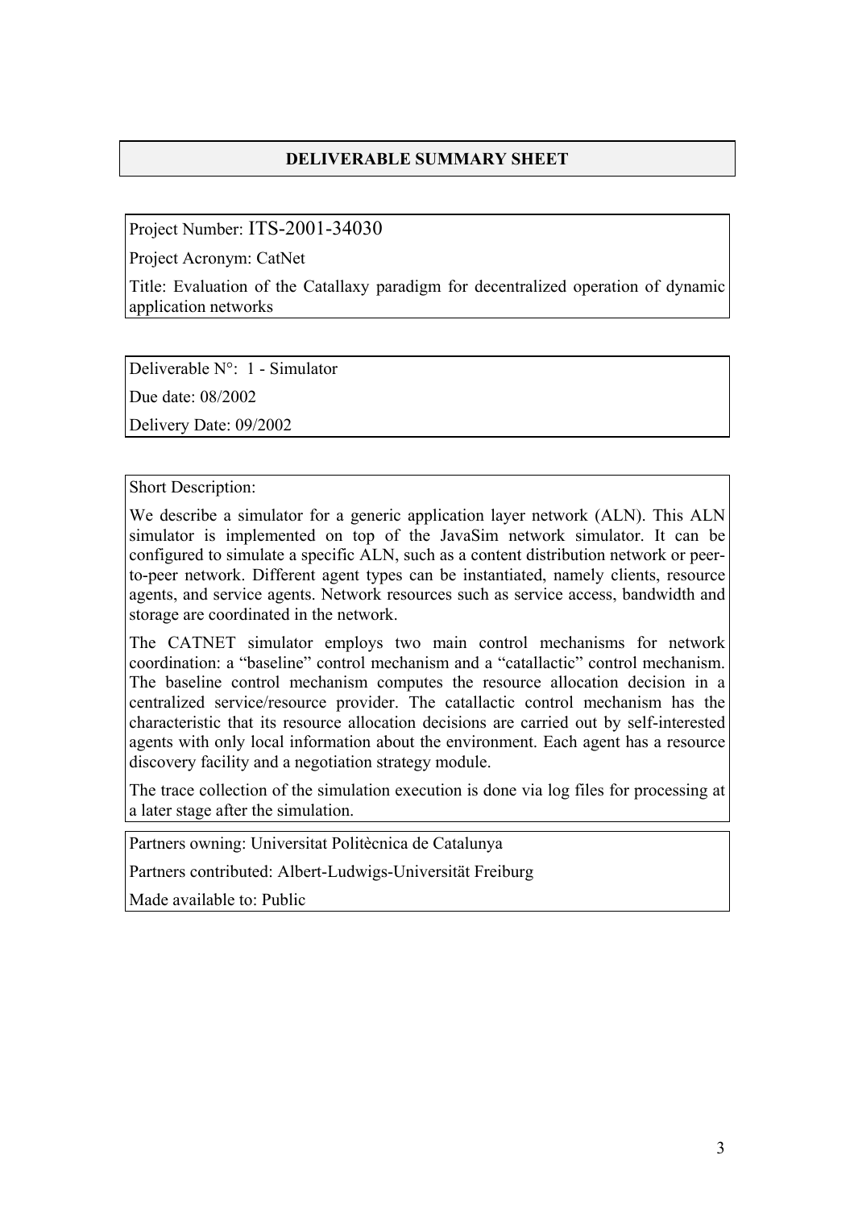## DELIVERABLE SUMMARY SHEET

Project Number: ITS-2001-34030

Project Acronym: CatNet

Title: Evaluation of the Catallaxy paradigm for decentralized operation of dynamic application networks

Deliverable N°: 1 - Simulator

Due date: 08/2002

Delivery Date: 09/2002

Short Description:

We describe a simulator for a generic application layer network (ALN). This ALN simulator is implemented on top of the JavaSim network simulator. It can be configured to simulate a specific ALN, such as a content distribution network or peer-to-peer network. Different agent types can be instantiated, namely clients, resource agents, and service agents. Network resources such as service access, bandwidth and storage are coordinated in the network.

The CATNET simulator employs two main control mechanisms for network coordination: a "baseline" control mechanism and a "catallactic" control mechanism. The baseline control mechanism computes the resource allocation decision in a centralized service/resource provider. The catallactic control mechanism has the characteristic that its resource allocation decisions are carried out by self-interested agents with only local information about the environment. Each agent has a resource discovery facility and a negotiation strategy module.

The trace collection of the simulation execution is done via log files for processing at a later stage after the simulation.

Partners owning: Universitat Politècnica de Catalunya

Partners contributed: Albert-Ludwigs-Universität Freiburg

Made available to: Public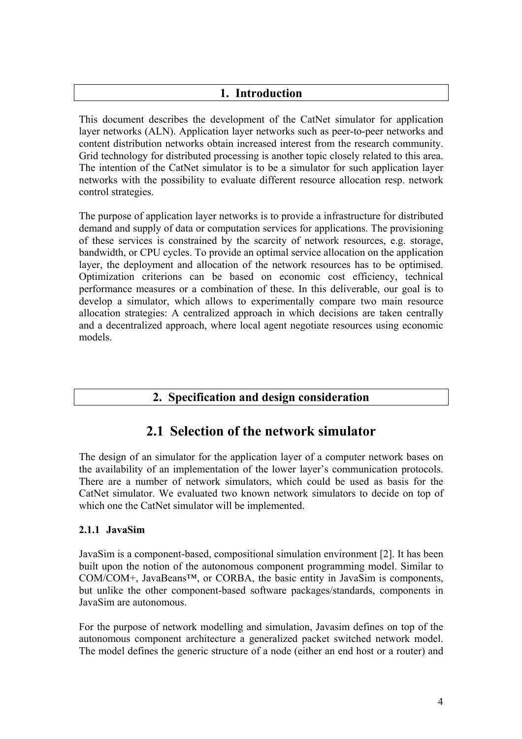# 1. Introduction

This document describes the development of the CatNet simulator for application layer networks (ALN). Application layer networks such as peer-to-peer networks and content distribution networks obtain increased interest from the research community. Grid technology for distributed processing is another topic closely related to this area. The intention of the CatNet simulator is to be a simulator for such application layer networks with the possibility to evaluate different resource allocation resp. network control strategies.

The purpose of application layer networks is to provide a infrastructure for distributed demand and supply of data or computation services for applications. The provisioning of these services is constrained by the scarcity of network resources, e.g. storage, bandwidth, or CPU cycles. To provide an optimal service allocation on the application layer, the deployment and allocation of the network resources has to be optimised. Optimization criterions can be based on economic cost efficiency, technical performance measures or a combination of these. In this deliverable, our goal is to develop a simulator, which allows to experimentally compare two main resource allocation strategies: A centralized approach in which decisions are taken centrally and a decentralized approach, where local agent negotiate resources using economic models.

# 2. Specification and design consideration

## 2.1 Selection of the network simulator

The design of an simulator for the application layer of a computer network bases on the availability of an implementation of the lower layer's communication protocols. There are a number of network simulators, which could be used as basis for the CatNet simulator. We evaluated two known network simulators to decide on top of which one the CatNet simulator will be implemented.

### 2.1.1 JavaSim

JavaSim is a component-based, compositional simulation environment [2]. It has been built upon the notion of the autonomous component programming model. Similar to COM/COM+, JavaBeans™, or CORBA, the basic entity in JavaSim is components, but unlike the other component-based software packages/standards, components in JavaSim are autonomous.

For the purpose of network modelling and simulation, Javasim defines on top of the autonomous component architecture a generalized packet switched network model. The model defines the generic structure of a node (either an end host or a router) and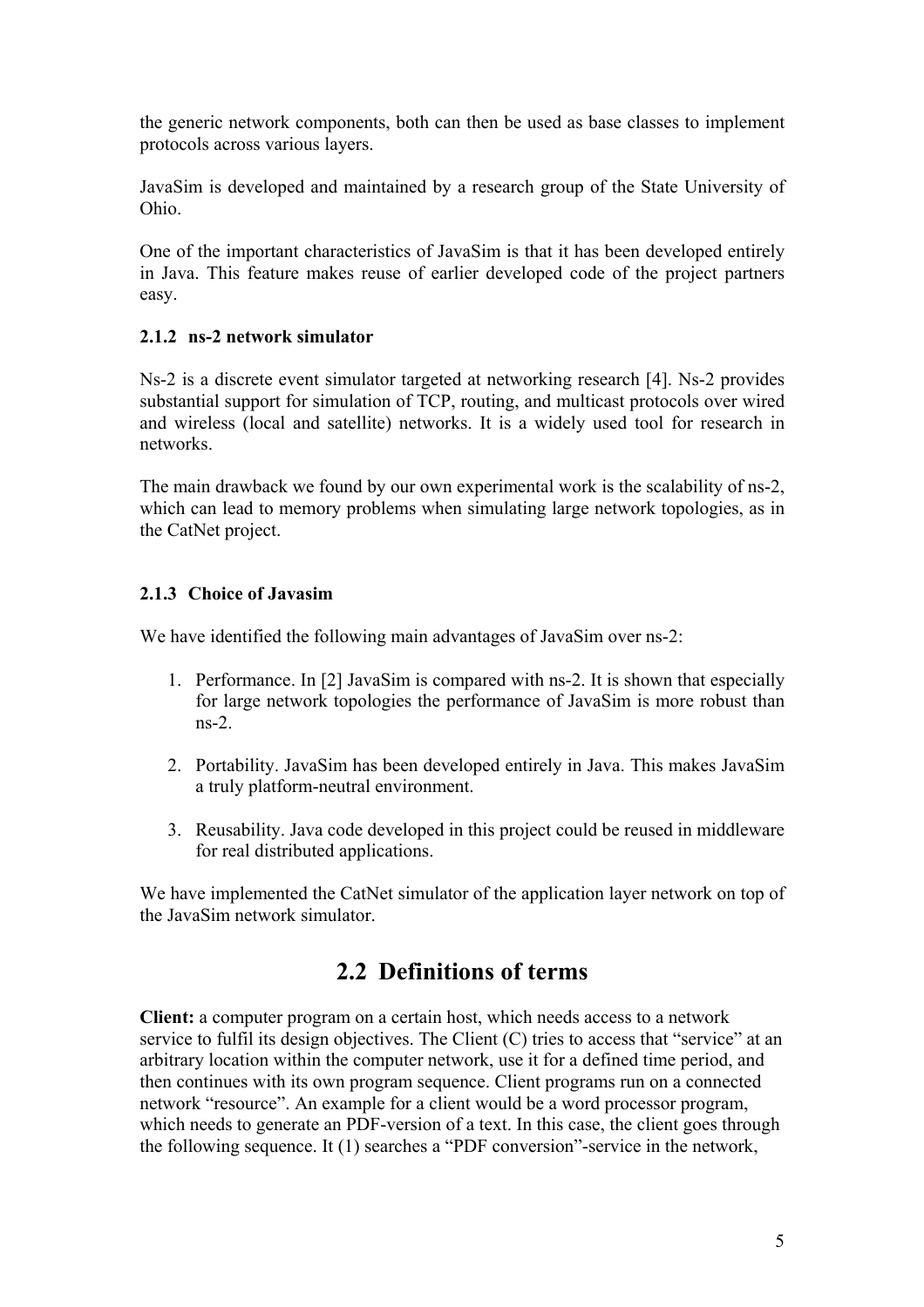the generic network components, both can then be used as base classes to implement protocols across various layers.

JavaSim is developed and maintained by a research group of the State University of Ohio.

One of the important characteristics of JavaSim is that it has been developed entirely in Java. This feature makes reuse of earlier developed code of the project partners easy.

### 2.1.2 ns-2 network simulator

Ns-2 is a discrete event simulator targeted at networking research [4]. Ns-2 provides substantial support for simulation of TCP, routing, and multicast protocols over wired and wireless (local and satellite) networks. It is a widely used tool for research in networks.

The main drawback we found by our own experimental work is the scalability of ns-2, which can lead to memory problems when simulating large network topologies, as in the CatNet project.

### 2.1.3 Choice of Javasim

We have identified the following main advantages of JavaSim over ns-2:

1. Performance. In [2] JavaSim is compared with ns-2. It is shown that especially for large network topologies the performance of JavaSim is more robust than ns-2.

2. Portability. JavaSim has been developed entirely in Java. This makes JavaSim a truly platform-neutral environment.

3. Reusability. Java code developed in this project could be reused in middleware for real distributed applications.

We have implemented the CatNet simulator of the application layer network on top of the JavaSim network simulator.

## 2.2 Definitions of terms

**Client:** a computer program on a certain host, which needs access to a network service to fulfil its design objectives. The Client (C) tries to access that "service" at an arbitrary location within the computer network, use it for a defined time period, and then continues with its own program sequence. Client programs run on a connected network "resource". An example for a client would be a word processor program, which needs to generate an PDF-version of a text. In this case, the client goes through the following sequence. It (1) searches a "PDF conversion"-service in the network,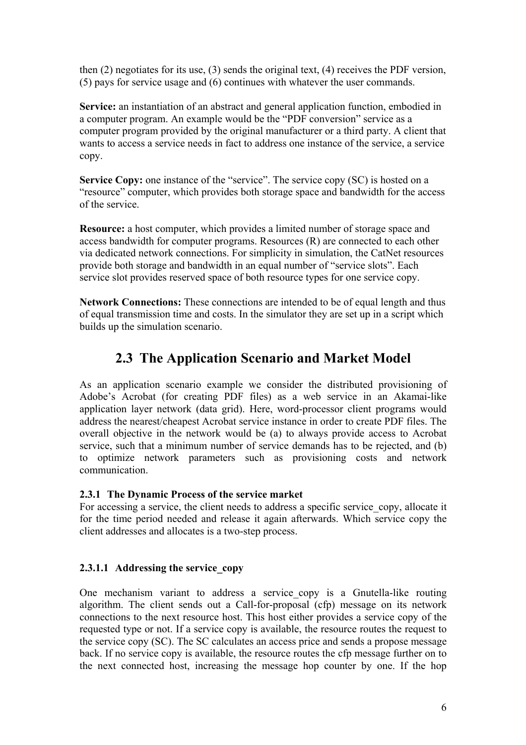then (2) negotiates for its use, (3) sends the original text, (4) receives the PDF version, (5) pays for service usage and (6) continues with whatever the user commands.

**Service:** an instantiation of an abstract and general application function, embodied in a computer program. An example would be the "PDF conversion" service as a computer program provided by the original manufacturer or a third party. A client that wants to access a service needs in fact to address one instance of the service, a service copy.

**Service Copy:** one instance of the "service". The service copy (SC) is hosted on a "resource" computer, which provides both storage space and bandwidth for the access of the service.

**Resource:** a host computer, which provides a limited number of storage space and access bandwidth for computer programs. Resources (R) are connected to each other via dedicated network connections. For simplicity in simulation, the CatNet resources provide both storage and bandwidth in an equal number of "service slots". Each service slot provides reserved space of both resource types for one service copy.

**Network Connections:** These connections are intended to be of equal length and thus of equal transmission time and costs. In the simulator they are set up in a script which builds up the simulation scenario.

## 2.3 The Application Scenario and Market Model

As an application scenario example we consider the distributed provisioning of Adobe's Acrobat (for creating PDF files) as a web service in an Akamai-like application layer network (data grid). Here, word-processor client programs would address the nearest/cheapest Acrobat service instance in order to create PDF files. The overall objective in the network would be (a) to always provide access to Acrobat service, such that a minimum number of service demands has to be rejected, and (b) to optimize network parameters such as provisioning costs and network communication.

### 2.3.1 The Dynamic Process of the service market

For accessing a service, the client needs to address a specific service_copy, allocate it for the time period needed and release it again afterwards. Which service copy the client addresses and allocates is a two-step process.

#### 2.3.1.1 Addressing the service_copy

One mechanism variant to address a service_copy is a Gnutella-like routing algorithm. The client sends out a Call-for-proposal (cfp) message on its network connections to the next resource host. This host either provides a service copy of the requested type or not. If a service copy is available, the resource routes the request to the service copy (SC). The SC calculates an access price and sends a propose message back. If no service copy is available, the resource routes the cfp message further on to the next connected host, increasing the message hop counter by one. If the hop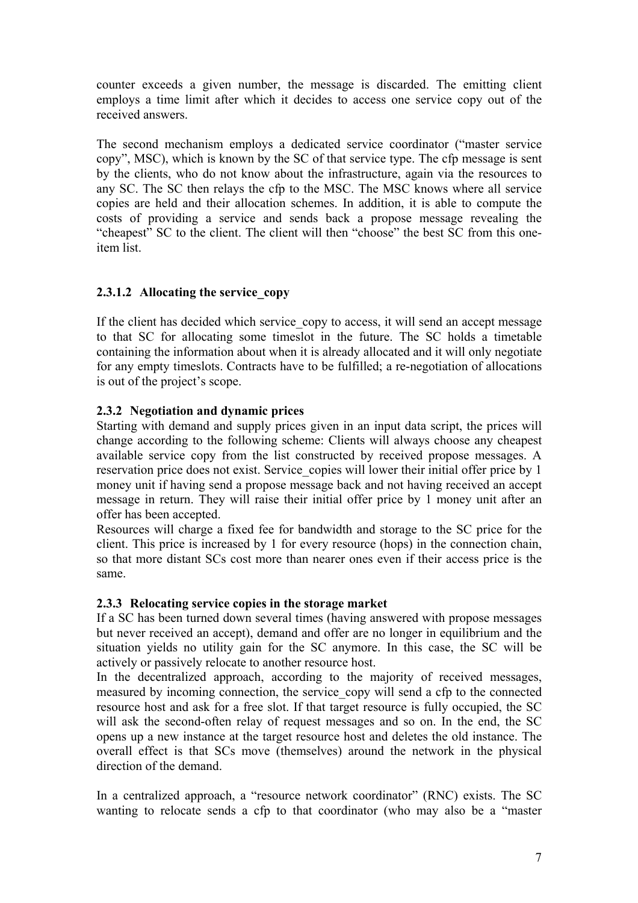counter exceeds a given number, the message is discarded. The emitting client employs a time limit after which it decides to access one service copy out of the received answers.

The second mechanism employs a dedicated service coordinator ("master service copy", MSC), which is known by the SC of that service type. The cfp message is sent by the clients, who do not know about the infrastructure, again via the resources to any SC. The SC then relays the cfp to the MSC. The MSC knows where all service copies are held and their allocation schemes. In addition, it is able to compute the costs of providing a service and sends back a propose message revealing the "cheapest" SC to the client. The client will then "choose" the best SC from this one-item list.

#### 2.3.1.2 Allocating the service_copy

If the client has decided which service_copy to access, it will send an accept message to that SC for allocating some timeslot in the future. The SC holds a timetable containing the information about when it is already allocated and it will only negotiate for any empty timeslots. Contracts have to be fulfilled; a re-negotiation of allocations is out of the project's scope.

### 2.3.2 Negotiation and dynamic prices

Starting with demand and supply prices given in an input data script, the prices will change according to the following scheme: Clients will always choose any cheapest available service copy from the list constructed by received propose messages. A reservation price does not exist. Service_copies will lower their initial offer price by 1 money unit if having send a propose message back and not having received an accept message in return. They will raise their initial offer price by 1 money unit after an offer has been accepted.

Resources will charge a fixed fee for bandwidth and storage to the SC price for the client. This price is increased by 1 for every resource (hops) in the connection chain, so that more distant SCs cost more than nearer ones even if their access price is the same.

### 2.3.3 Relocating service copies in the storage market

If a SC has been turned down several times (having answered with propose messages but never received an accept), demand and offer are no longer in equilibrium and the situation yields no utility gain for the SC anymore. In this case, the SC will be actively or passively relocate to another resource host.

In the decentralized approach, according to the majority of received messages, measured by incoming connection, the service_copy will send a cfp to the connected resource host and ask for a free slot. If that target resource is fully occupied, the SC will ask the second-often relay of request messages and so on. In the end, the SC opens up a new instance at the target resource host and deletes the old instance. The overall effect is that SCs move (themselves) around the network in the physical direction of the demand.

In a centralized approach, a "resource network coordinator" (RNC) exists. The SC wanting to relocate sends a cfp to that coordinator (who may also be a "master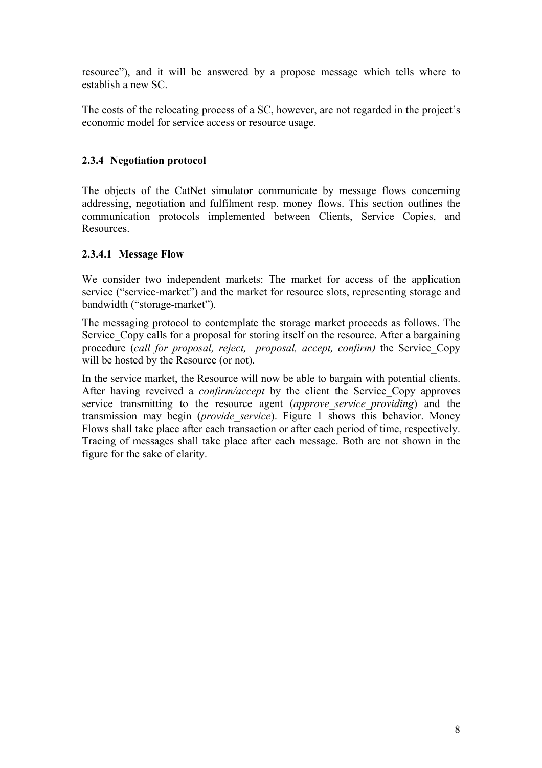resource”), and it will be answered by a propose message which tells where to establish a new SC.

The costs of the relocating process of a SC, however, are not regarded in the project’s economic model for service access or resource usage.

### 2.3.4 Negotiation protocol

The objects of the CatNet simulator communicate by message flows concerning addressing, negotiation and fulfilment resp. money flows. This section outlines the communication protocols implemented between Clients, Service Copies, and Resources.

#### 2.3.4.1 Message Flow

We consider two independent markets: The market for access of the application service (“service-market”) and the market for resource slots, representing storage and bandwidth (“storage-market”).

The messaging protocol to contemplate the storage market proceeds as follows. The Service_Copy calls for a proposal for storing itself on the resource. After a bargaining procedure (*call for proposal, reject, proposal, accept, confirm)* the Service_Copy will be hosted by the Resource (or not).

In the service market, the Resource will now be able to bargain with potential clients. After having reveived a *confirm/accept* by the client the Service_Copy approves service transmitting to the resource agent (*approve_service_providing*) and the transmission may begin (*provide_service*). Figure 1 shows this behavior. Money Flows shall take place after each transaction or after each period of time, respectively. Tracing of messages shall take place after each message. Both are not shown in the figure for the sake of clarity.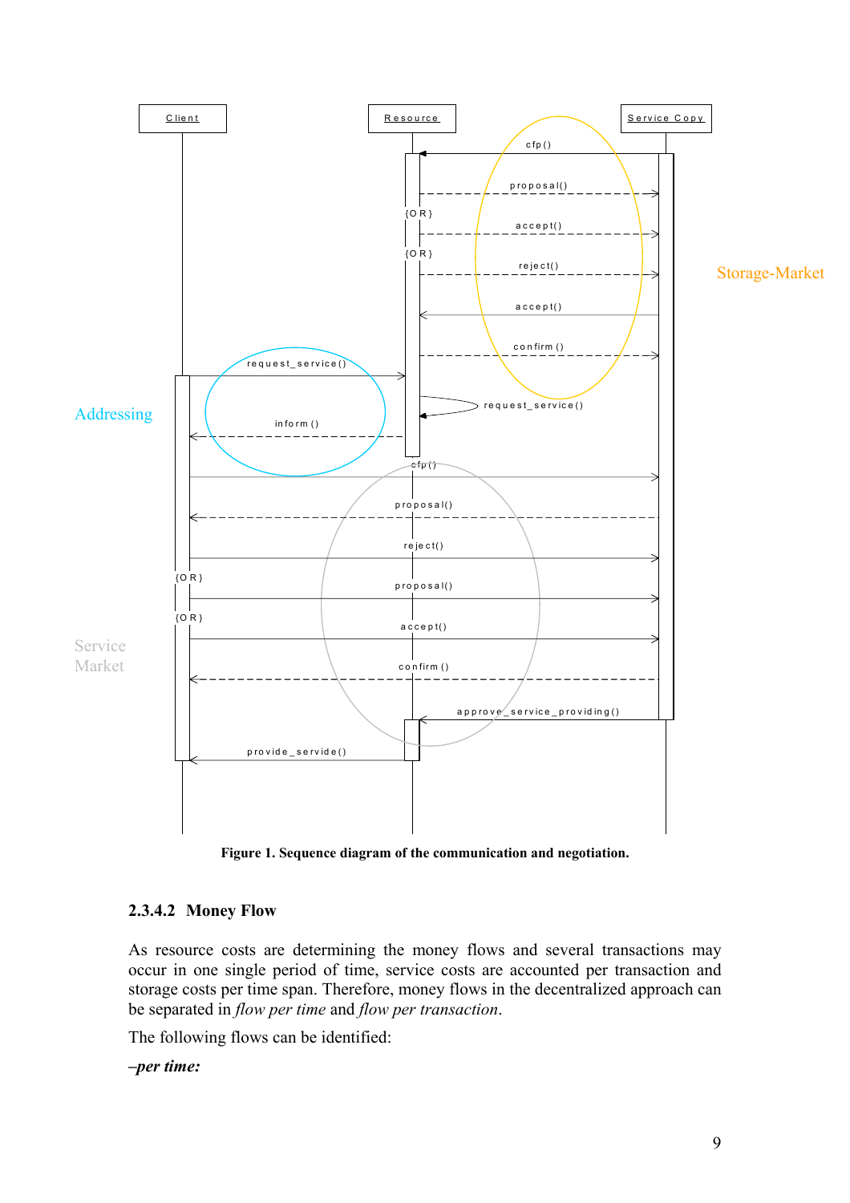Figure 1. Sequence diagram of the communication and negotiation.

#### 2.3.4.2 Money Flow

As resource costs are determining the money flows and several transactions may occur in one single period of time, service costs are accounted per transaction and storage costs per time span. Therefore, money flows in the decentralized approach can be separated in *flow per time* and *flow per transaction*.

The following flows can be identified:

***–per time:***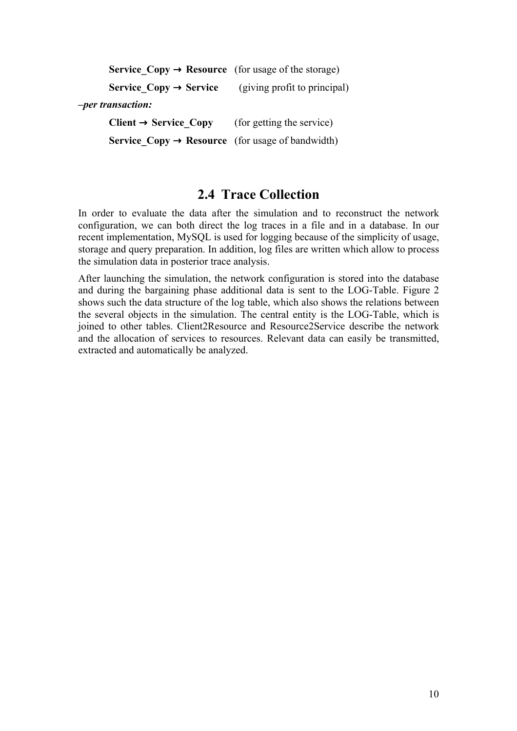**Service_Copy → Resource** (for usage of the storage)

**Service_Copy → Service** (giving profit to principal)

*–per transaction:*

**Client → Service_Copy** (for getting the service)

**Service_Copy → Resource** (for usage of bandwidth)

## 2.4 Trace Collection

In order to evaluate the data after the simulation and to reconstruct the network configuration, we can both direct the log traces in a file and in a database. In our recent implementation, MySQL is used for logging because of the simplicity of usage, storage and query preparation. In addition, log files are written which allow to process the simulation data in posterior trace analysis.

After launching the simulation, the network configuration is stored into the database and during the bargaining phase additional data is sent to the LOG-Table. Figure 2 shows such the data structure of the log table, which also shows the relations between the several objects in the simulation. The central entity is the LOG-Table, which is joined to other tables. Client2Resource and Resource2Service describe the network and the allocation of services to resources. Relevant data can easily be transmitted, extracted and automatically be analyzed.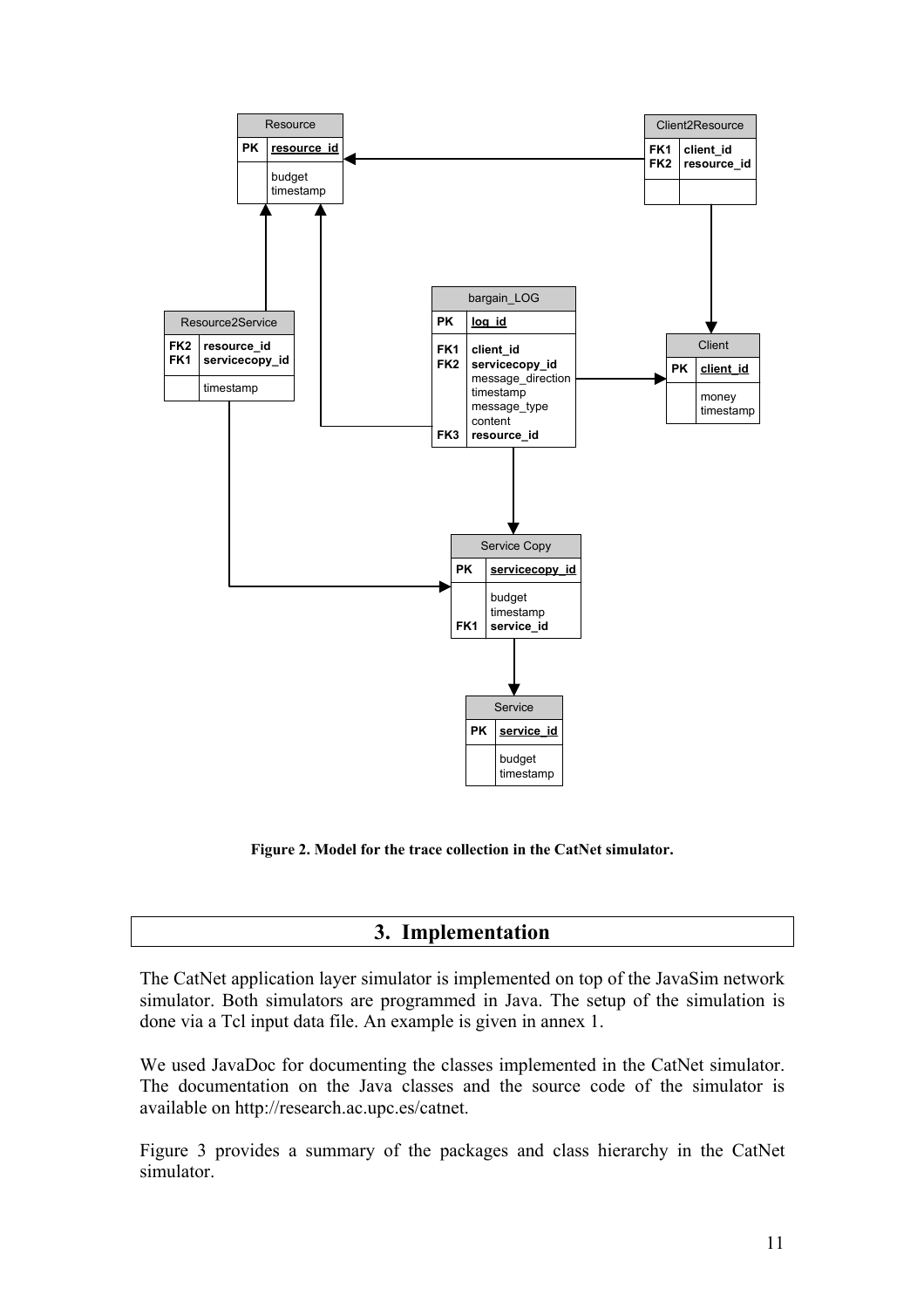Figure 2. Model for the trace collection in the CatNet simulator.

## 3. Implementation

The CatNet application layer simulator is implemented on top of the JavaSim network simulator. Both simulators are programmed in Java. The setup of the simulation is done via a Tcl input data file. An example is given in annex 1.

We used JavaDoc for documenting the classes implemented in the CatNet simulator. The documentation on the Java classes and the source code of the simulator is available on http://research.ac.upc.es/catnet.

Figure 3 provides a summary of the packages and class hierarchy in the CatNet simulator.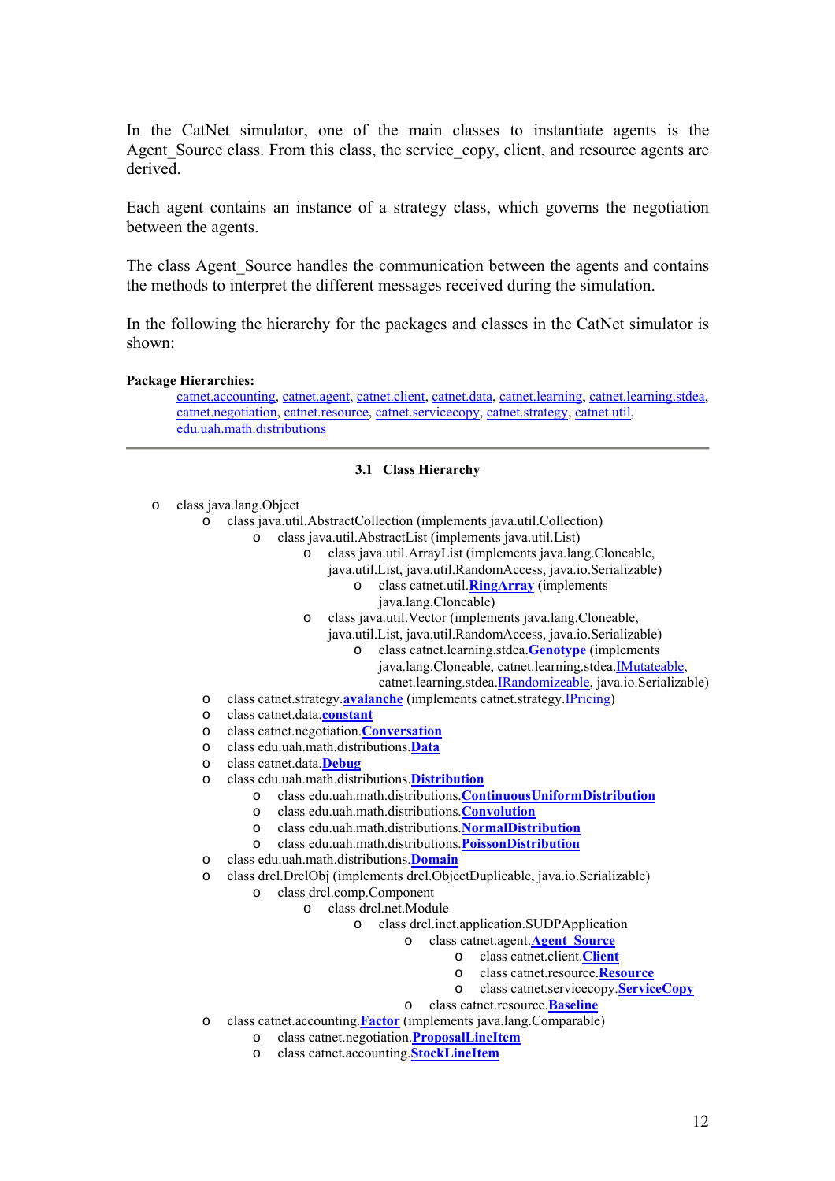In the CatNet simulator, one of the main classes to instantiate agents is the Agent_Source class. From this class, the service_copy, client, and resource agents are derived.

Each agent contains an instance of a strategy class, which governs the negotiation between the agents.

The class Agent_Source handles the communication between the agents and contains the methods to interpret the different messages received during the simulation.

In the following the hierarchy for the packages and classes in the CatNet simulator is shown:

**Package Hierarchies:**

catnet.accounting, catnet.agent, catnet.client, catnet.data, catnet.learning, catnet.learning.stdea, catnet.negotiation, catnet.resource, catnet.servicecopy, catnet.strategy, catnet.util, edu.uah.math.distributions

---

### 3.1 Class Hierarchy

- class java.lang.Object
  - class java.util.AbstractCollection (implements java.util.Collection)
    - class java.util.AbstractList (implements java.util.List)
      - class java.util.ArrayList (implements java.lang.Cloneable, java.util.List, java.util.RandomAccess, java.io.Serializable)
        - class catnet.util.**RingArray** (implements java.lang.Cloneable)
      - class java.util.Vector (implements java.lang.Cloneable, java.util.List, java.util.RandomAccess, java.io.Serializable)
        - class catnet.learning.stdea.**Genotype** (implements java.lang.Cloneable, catnet.learning.stdea.IMutateable, catnet.learning.stdea.IRandomizeable, java.io.Serializable)
  - class catnet.strategy.**avalanche** (implements catnet.strategy.IPricing)
  - class catnet.data.**constant**
  - class catnet.negotiation.**Conversation**
  - class edu.uah.math.distributions.**Data**
  - class catnet.data.**Debug**
  - class edu.uah.math.distributions.**Distribution**
    - class edu.uah.math.distributions.**ContinuousUniformDistribution**
    - class edu.uah.math.distributions.**Convolution**
    - class edu.uah.math.distributions.**NormalDistribution**
    - class edu.uah.math.distributions.**PoissonDistribution**
  - class edu.uah.math.distributions.**Domain**
  - class drcl.DrclObj (implements drcl.ObjectDuplicable, java.io.Serializable)
    - class drcl.comp.Component
      - class drcl.net.Module
        - class drcl.inet.application.SUDPApplication
          - class catnet.agent.**Agent_Source**
            - class catnet.client.**Client**
            - class catnet.resource.**Resource**
            - class catnet.servicecopy.**ServiceCopy**
          - class catnet.resource.**Baseline**
  - class catnet.accounting.**Factor** (implements java.lang.Comparable)
    - class catnet.negotiation.**ProposalLineItem**
    - class catnet.accounting.**StockLineItem**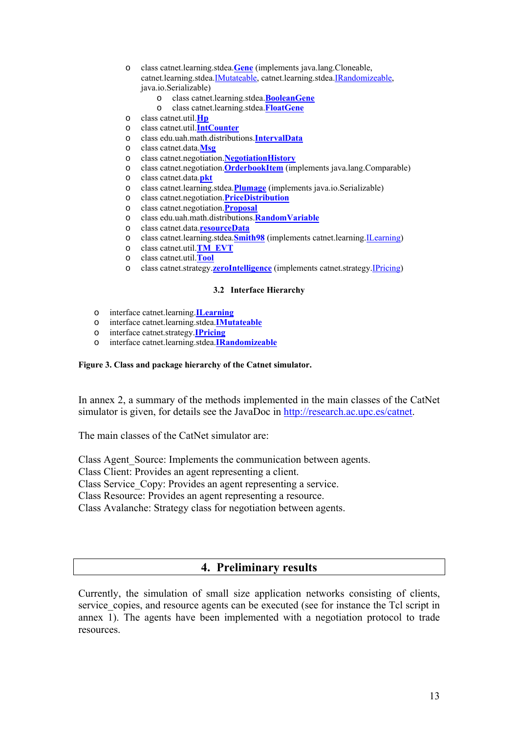- class catnet.learning.stdea.**Gene** (implements java.lang.Cloneable, catnet.learning.stdea.IMutateable, catnet.learning.stdea.IRandomizeable, java.io.Serializable)
  - class catnet.learning.stdea.**BooleanGene**
  - class catnet.learning.stdea.**FloatGene**
- class catnet.util.**Hp**
- class catnet.util.**IntCounter**
- class edu.uah.math.distributions.**IntervalData**
- class catnet.data.**Msg**
- class catnet.negotiation.**NegotiationHistory**
- class catnet.negotiation.**OrderbookItem** (implements java.lang.Comparable)
- class catnet.data.**pkt**
- class catnet.learning.stdea.**Plumage** (implements java.io.Serializable)
- class catnet.negotiation.**PriceDistribution**
- class catnet.negotiation.**Proposal**
- class edu.uah.math.distributions.**RandomVariable**
- class catnet.data.**resourceData**
- class catnet.learning.stdea.**Smith98** (implements catnet.learning.ILearning)
- class catnet.util.**TM_EVT**
- class catnet.util.**Tool**
- class catnet.strategy.**zeroIntelligence** (implements catnet.strategy.IPricing)

### 3.2 Interface Hierarchy

- interface catnet.learning.**ILearning**
- interface catnet.learning.stdea.**IMutateable**
- interface catnet.strategy.**IPricing**
- interface catnet.learning.stdea.**IRandomizeable**

**Figure 3. Class and package hierarchy of the Catnet simulator.**

In annex 2, a summary of the methods implemented in the main classes of the CatNet simulator is given, for details see the JavaDoc in http://research.ac.upc.es/catnet.

The main classes of the CatNet simulator are:

Class Agent_Source: Implements the communication between agents.
Class Client: Provides an agent representing a client.
Class Service_Copy: Provides an agent representing a service.
Class Resource: Provides an agent representing a resource.
Class Avalanche: Strategy class for negotiation between agents.

## 4. Preliminary results

Currently, the simulation of small size application networks consisting of clients, service_copies, and resource agents can be executed (see for instance the Tcl script in annex 1). The agents have been implemented with a negotiation protocol to trade resources.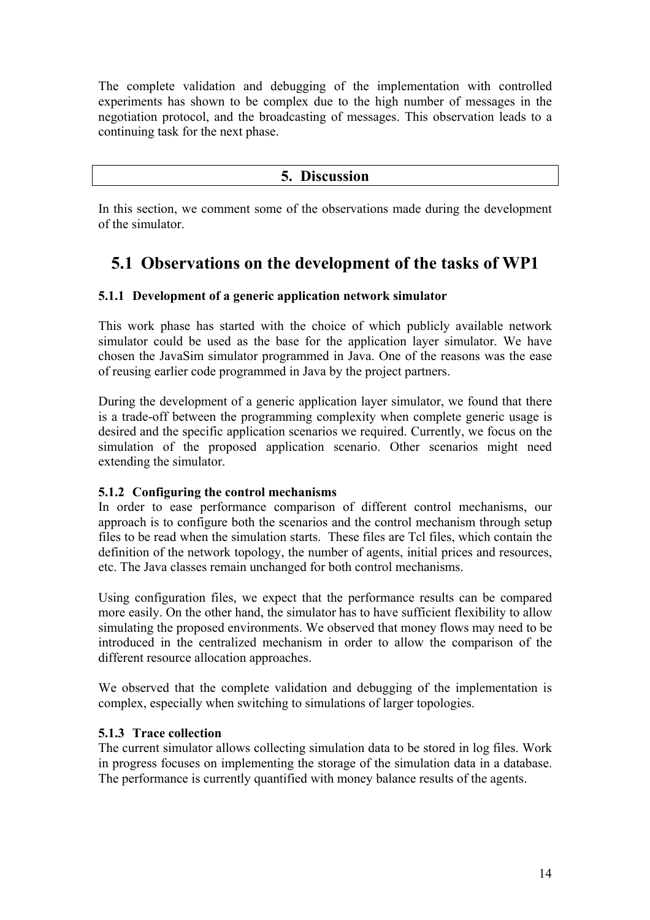The complete validation and debugging of the implementation with controlled experiments has shown to be complex due to the high number of messages in the negotiation protocol, and the broadcasting of messages. This observation leads to a continuing task for the next phase.

# 5. Discussion

In this section, we comment some of the observations made during the development of the simulator.

## 5.1 Observations on the development of the tasks of WP1

### 5.1.1 Development of a generic application network simulator

This work phase has started with the choice of which publicly available network simulator could be used as the base for the application layer simulator. We have chosen the JavaSim simulator programmed in Java. One of the reasons was the ease of reusing earlier code programmed in Java by the project partners.

During the development of a generic application layer simulator, we found that there is a trade-off between the programming complexity when complete generic usage is desired and the specific application scenarios we required. Currently, we focus on the simulation of the proposed application scenario. Other scenarios might need extending the simulator.

### 5.1.2 Configuring the control mechanisms

In order to ease performance comparison of different control mechanisms, our approach is to configure both the scenarios and the control mechanism through setup files to be read when the simulation starts. These files are Tcl files, which contain the definition of the network topology, the number of agents, initial prices and resources, etc. The Java classes remain unchanged for both control mechanisms.

Using configuration files, we expect that the performance results can be compared more easily. On the other hand, the simulator has to have sufficient flexibility to allow simulating the proposed environments. We observed that money flows may need to be introduced in the centralized mechanism in order to allow the comparison of the different resource allocation approaches.

We observed that the complete validation and debugging of the implementation is complex, especially when switching to simulations of larger topologies.

### 5.1.3 Trace collection

The current simulator allows collecting simulation data to be stored in log files. Work in progress focuses on implementing the storage of the simulation data in a database. The performance is currently quantified with money balance results of the agents.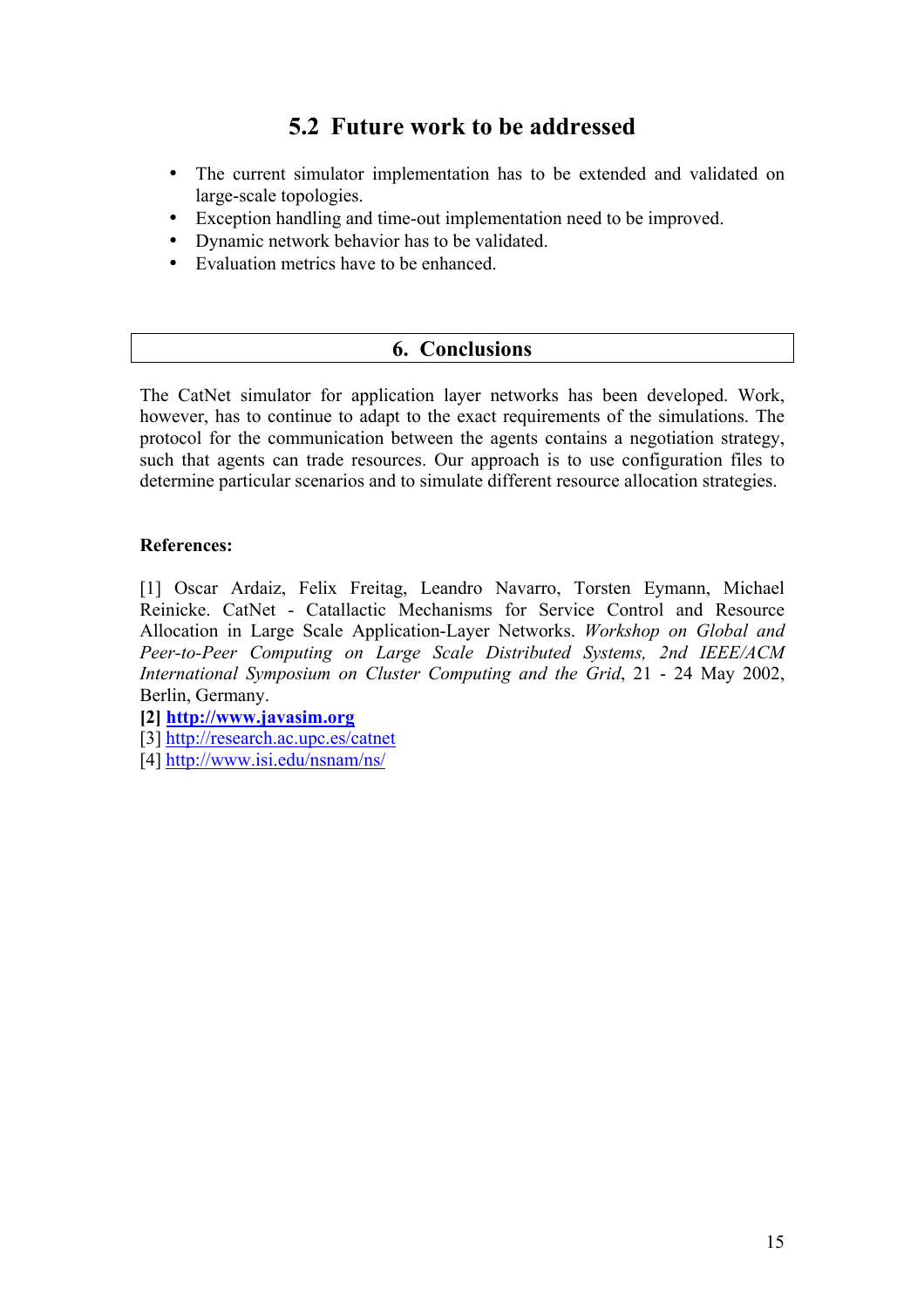## 5.2 Future work to be addressed

- The current simulator implementation has to be extended and validated on large-scale topologies.
- Exception handling and time-out implementation need to be improved.
- Dynamic network behavior has to be validated.
- Evaluation metrics have to be enhanced.

# 6. Conclusions

The CatNet simulator for application layer networks has been developed. Work, however, has to continue to adapt to the exact requirements of the simulations. The protocol for the communication between the agents contains a negotiation strategy, such that agents can trade resources. Our approach is to use configuration files to determine particular scenarios and to simulate different resource allocation strategies.

**References:**

[1] Oscar Ardaiz, Felix Freitag, Leandro Navarro, Torsten Eymann, Michael Reinicke. CatNet - Catallactic Mechanisms for Service Control and Resource Allocation in Large Scale Application-Layer Networks. *Workshop on Global and Peer-to-Peer Computing on Large Scale Distributed Systems, 2nd IEEE/ACM International Symposium on Cluster Computing and the Grid*, 21 - 24 May 2002, Berlin, Germany.

**[2] http://www.javasim.org**

[3] http://research.ac.upc.es/catnet

[4] http://www.isi.edu/nsnam/ns/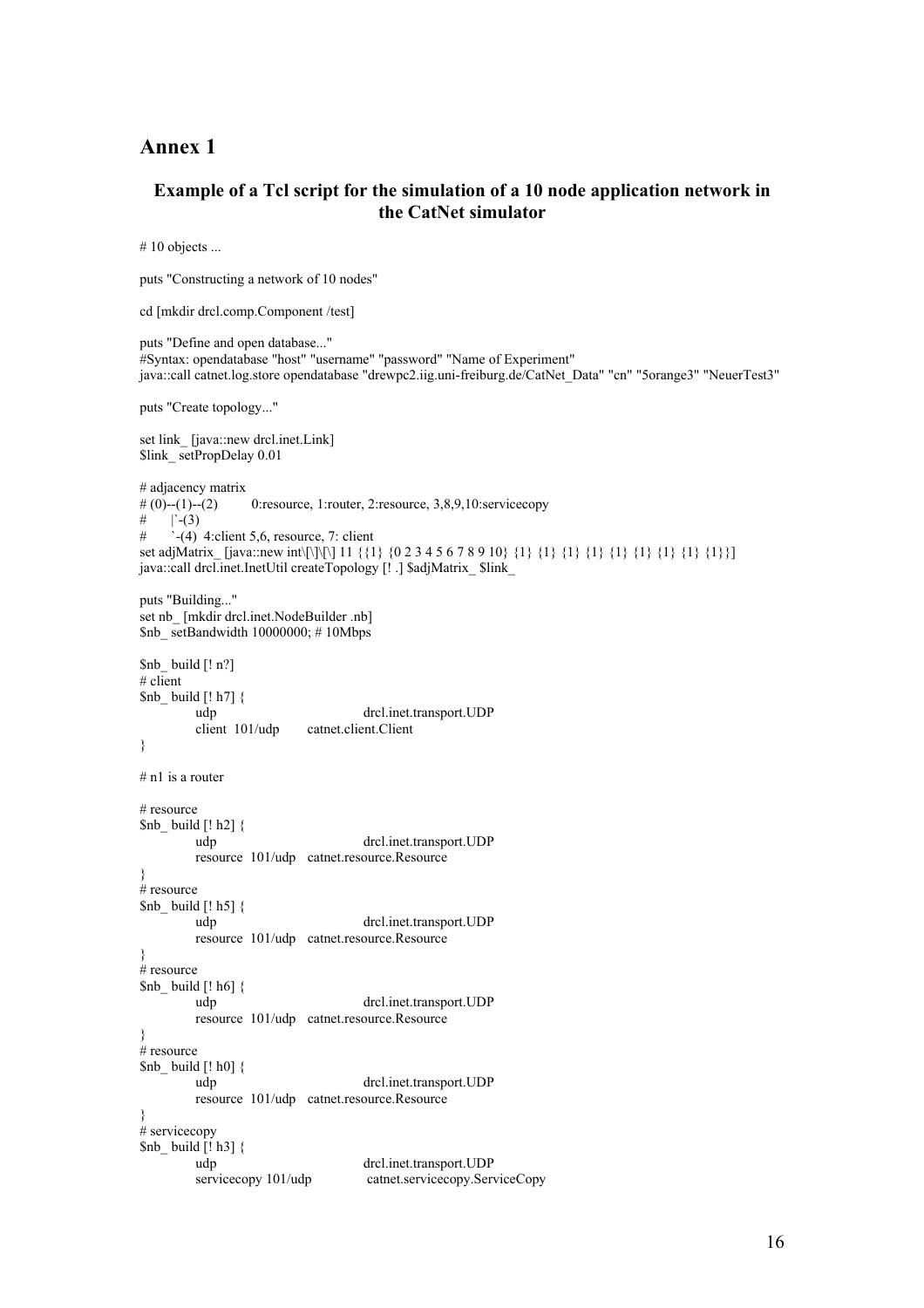# Annex 1

### Example of a Tcl script for the simulation of a 10 node application network in the CatNet simulator

```
# 10 objects ...

puts "Constructing a network of 10 nodes"

cd [mkdir drcl.comp.Component /test]

puts "Define and open database..."
#Syntax: opendatabase "host" "username" "password" "Name of Experiment"
java::call catnet.log.store opendatabase "drewpc2.iig.uni-freiburg.de/CatNet_Data" "cn" "5orange3" "NeuerTest3"

puts "Create topology..."

set link_ [java::new drcl.inet.Link]
$link_ setPropDelay 0.01

# adjacency matrix
# (0)--(1)--(2)       0:resource, 1:router, 2:resource, 3,8,9,10:servicecopy
#       |`-(3)
#       `-(4)  4:client 5,6, resource, 7: client
set adjMatrix_ [java::new int\[\]\[\] 11 {{1} {0 2 3 4 5 6 7 8 9 10} {1} {1} {1} {1} {1} {1} {1} {1} {1}}]
java::call drcl.inet.InetUtil createTopology [! .] $adjMatrix_ $link_

puts "Building..."
set nb_ [mkdir drcl.inet.NodeBuilder .nb]
$nb_ setBandwidth 10000000; # 10Mbps

$nb_ build [! n?]
# client
$nb_ build [! h7] {
        udp                     drcl.inet.transport.UDP
        client  101/udp       catnet.client.Client
}

# n1 is a router

# resource
$nb_ build [! h2] {
        udp                     drcl.inet.transport.UDP
        resource  101/udp   catnet.resource.Resource
}
# resource
$nb_ build [! h5] {
        udp                     drcl.inet.transport.UDP
        resource  101/udp   catnet.resource.Resource
}
# resource
$nb_ build [! h6] {
        udp                     drcl.inet.transport.UDP
        resource  101/udp   catnet.resource.Resource
}
# resource
$nb_ build [! h0] {
        udp                     drcl.inet.transport.UDP
        resource  101/udp   catnet.resource.Resource
}
# servicecopy
$nb_ build [! h3] {
        udp                     drcl.inet.transport.UDP
        servicecopy 101/udp          catnet.servicecopy.ServiceCopy
```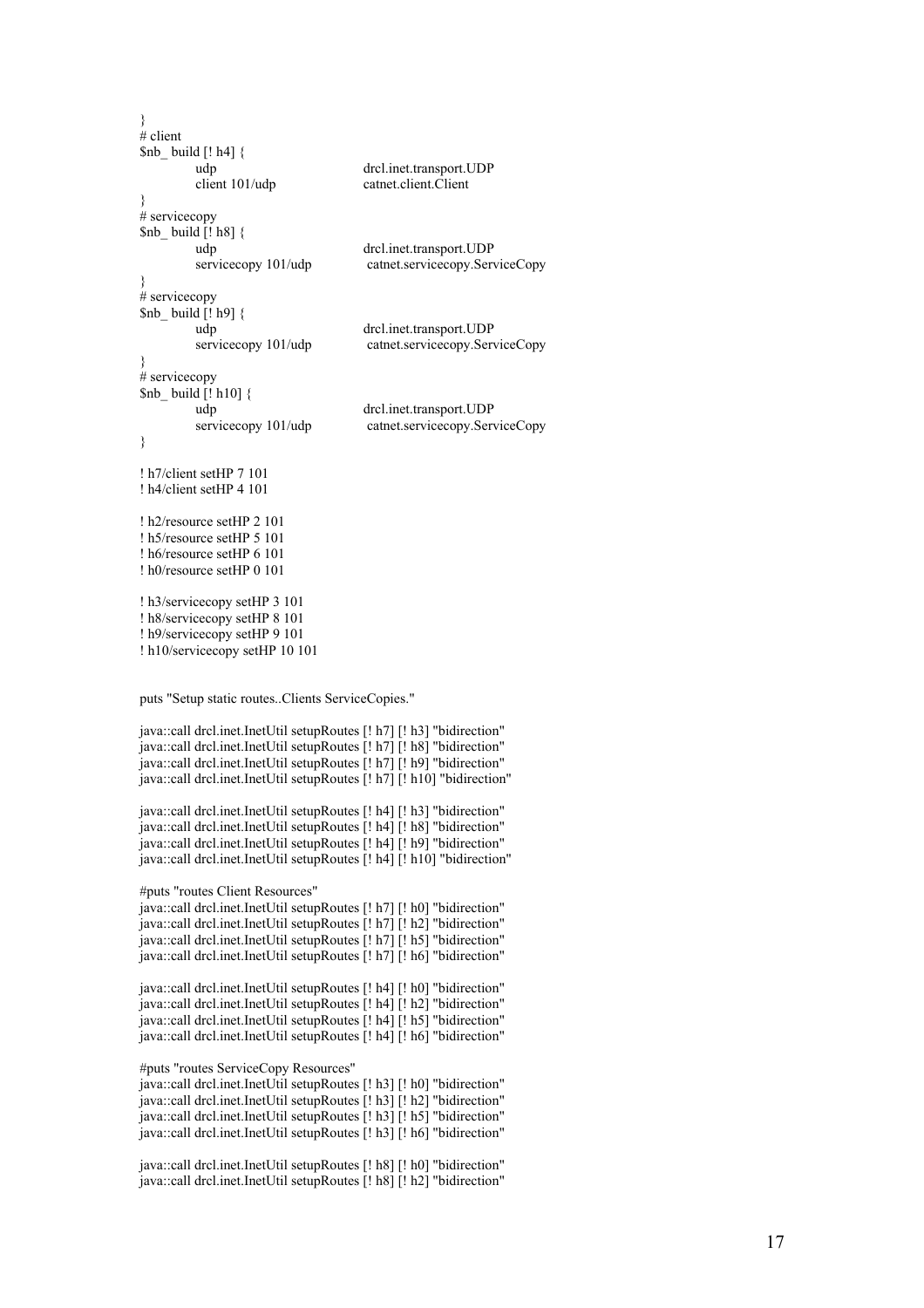```
}
# client
$nb_ build [! h4] {
        udp                         drcl.inet.transport.UDP
        client 101/udp              catnet.client.Client
}
# servicecopy
$nb_ build [! h8] {
        udp                         drcl.inet.transport.UDP
        servicecopy 101/udp         catnet.servicecopy.ServiceCopy
}
# servicecopy
$nb_ build [! h9] {
        udp                         drcl.inet.transport.UDP
        servicecopy 101/udp         catnet.servicecopy.ServiceCopy
}
# servicecopy
$nb_ build [! h10] {
        udp                         drcl.inet.transport.UDP
        servicecopy 101/udp         catnet.servicecopy.ServiceCopy
}

! h7/client setHP 7 101
! h4/client setHP 4 101

! h2/resource setHP 2 101
! h5/resource setHP 5 101
! h6/resource setHP 6 101
! h0/resource setHP 0 101

! h3/servicecopy setHP 3 101
! h8/servicecopy setHP 8 101
! h9/servicecopy setHP 9 101
! h10/servicecopy setHP 10 101


puts "Setup static routes..Clients ServiceCopies."

java::call drcl.inet.InetUtil setupRoutes [! h7] [! h3] "bidirection"
java::call drcl.inet.InetUtil setupRoutes [! h7] [! h8] "bidirection"
java::call drcl.inet.InetUtil setupRoutes [! h7] [! h9] "bidirection"
java::call drcl.inet.InetUtil setupRoutes [! h7] [! h10] "bidirection"

java::call drcl.inet.InetUtil setupRoutes [! h4] [! h3] "bidirection"
java::call drcl.inet.InetUtil setupRoutes [! h4] [! h8] "bidirection"
java::call drcl.inet.InetUtil setupRoutes [! h4] [! h9] "bidirection"
java::call drcl.inet.InetUtil setupRoutes [! h4] [! h10] "bidirection"

#puts "routes Client Resources"
java::call drcl.inet.InetUtil setupRoutes [! h7] [! h0] "bidirection"
java::call drcl.inet.InetUtil setupRoutes [! h7] [! h2] "bidirection"
java::call drcl.inet.InetUtil setupRoutes [! h7] [! h5] "bidirection"
java::call drcl.inet.InetUtil setupRoutes [! h7] [! h6] "bidirection"

java::call drcl.inet.InetUtil setupRoutes [! h4] [! h0] "bidirection"
java::call drcl.inet.InetUtil setupRoutes [! h4] [! h2] "bidirection"
java::call drcl.inet.InetUtil setupRoutes [! h4] [! h5] "bidirection"
java::call drcl.inet.InetUtil setupRoutes [! h4] [! h6] "bidirection"

#puts "routes ServiceCopy Resources"
java::call drcl.inet.InetUtil setupRoutes [! h3] [! h0] "bidirection"
java::call drcl.inet.InetUtil setupRoutes [! h3] [! h2] "bidirection"
java::call drcl.inet.InetUtil setupRoutes [! h3] [! h5] "bidirection"
java::call drcl.inet.InetUtil setupRoutes [! h3] [! h6] "bidirection"

java::call drcl.inet.InetUtil setupRoutes [! h8] [! h0] "bidirection"
java::call drcl.inet.InetUtil setupRoutes [! h8] [! h2] "bidirection"
```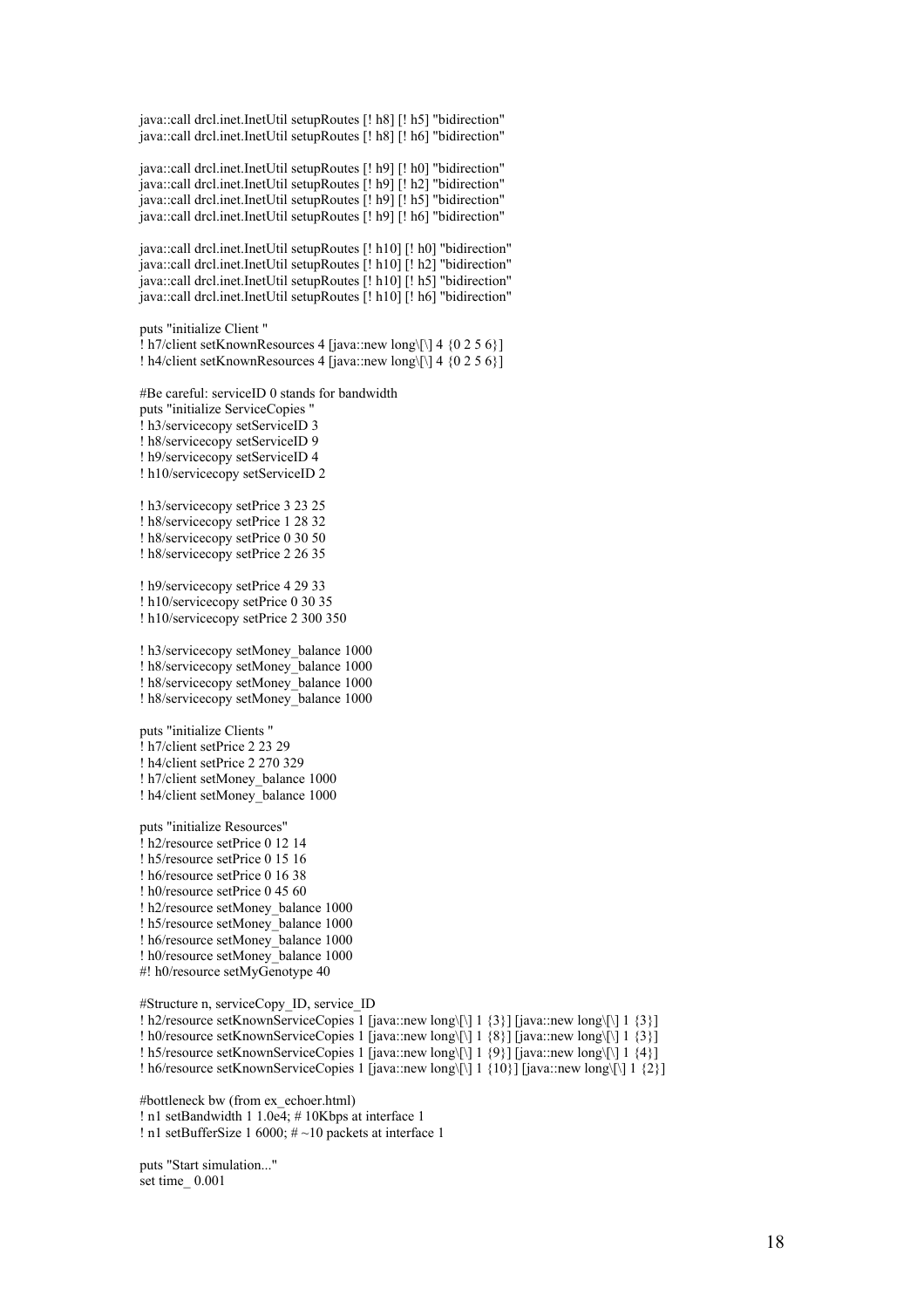```
java::call drcl.inet.InetUtil setupRoutes [! h8] [! h5] "bidirection"
java::call drcl.inet.InetUtil setupRoutes [! h8] [! h6] "bidirection"

java::call drcl.inet.InetUtil setupRoutes [! h9] [! h0] "bidirection"
java::call drcl.inet.InetUtil setupRoutes [! h9] [! h2] "bidirection"
java::call drcl.inet.InetUtil setupRoutes [! h9] [! h5] "bidirection"
java::call drcl.inet.InetUtil setupRoutes [! h9] [! h6] "bidirection"

java::call drcl.inet.InetUtil setupRoutes [! h10] [! h0] "bidirection"
java::call drcl.inet.InetUtil setupRoutes [! h10] [! h2] "bidirection"
java::call drcl.inet.InetUtil setupRoutes [! h10] [! h5] "bidirection"
java::call drcl.inet.InetUtil setupRoutes [! h10] [! h6] "bidirection"

puts "initialize Client "
! h7/client setKnownResources 4 [java::new long\[\] 4 {0 2 5 6}]
! h4/client setKnownResources 4 [java::new long\[\] 4 {0 2 5 6}]

#Be careful: serviceID 0 stands for bandwidth
puts "initialize ServiceCopies "
! h3/servicecopy setServiceID 3
! h8/servicecopy setServiceID 9
! h9/servicecopy setServiceID 4
! h10/servicecopy setServiceID 2

! h3/servicecopy setPrice 3 23 25
! h8/servicecopy setPrice 1 28 32
! h8/servicecopy setPrice 0 30 50
! h8/servicecopy setPrice 2 26 35

! h9/servicecopy setPrice 4 29 33
! h10/servicecopy setPrice 0 30 35
! h10/servicecopy setPrice 2 300 350

! h3/servicecopy setMoney_balance 1000
! h8/servicecopy setMoney_balance 1000
! h8/servicecopy setMoney_balance 1000
! h8/servicecopy setMoney_balance 1000

puts "initialize Clients "
! h7/client setPrice 2 23 29
! h4/client setPrice 2 270 329
! h7/client setMoney_balance 1000
! h4/client setMoney_balance 1000

puts "initialize Resources"
! h2/resource setPrice 0 12 14
! h5/resource setPrice 0 15 16
! h6/resource setPrice 0 16 38
! h0/resource setPrice 0 45 60
! h2/resource setMoney_balance 1000
! h5/resource setMoney_balance 1000
! h6/resource setMoney_balance 1000
! h0/resource setMoney_balance 1000
#! h0/resource setMyGenotype 40

#Structure n, serviceCopy_ID, service_ID
! h2/resource setKnownServiceCopies 1 [java::new long\[\] 1 {3}] [java::new long\[\] 1 {3}]
! h0/resource setKnownServiceCopies 1 [java::new long\[\] 1 {8}] [java::new long\[\] 1 {3}]
! h5/resource setKnownServiceCopies 1 [java::new long\[\] 1 {9}] [java::new long\[\] 1 {4}]
! h6/resource setKnownServiceCopies 1 [java::new long\[\] 1 {10}] [java::new long\[\] 1 {2}]

#bottleneck bw (from ex_echoer.html)
! n1 setBandwidth 1 1.0e4; # 10Kbps at interface 1
! n1 setBufferSize 1 6000; # ~10 packets at interface 1

puts "Start simulation..."
set time_ 0.001
```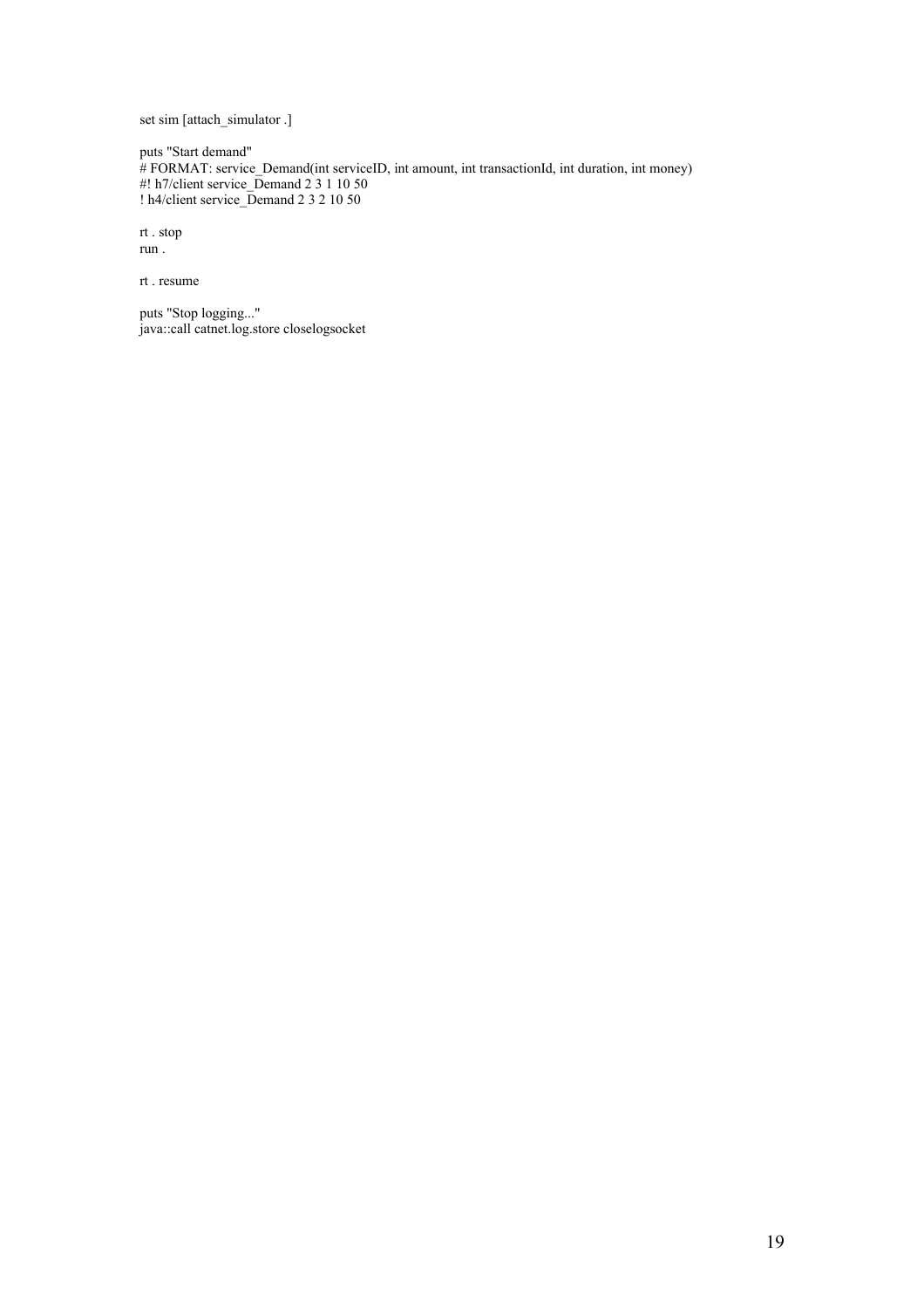```
set sim [attach_simulator .]

puts "Start demand"
# FORMAT: service_Demand(int serviceID, int amount, int transactionId, int duration, int money)
#! h7/client service_Demand 2 3 1 10 50
! h4/client service_Demand 2 3 2 10 50

rt . stop
run .

rt . resume

puts "Stop logging..."
java::call catnet.log.store closelogsocket
```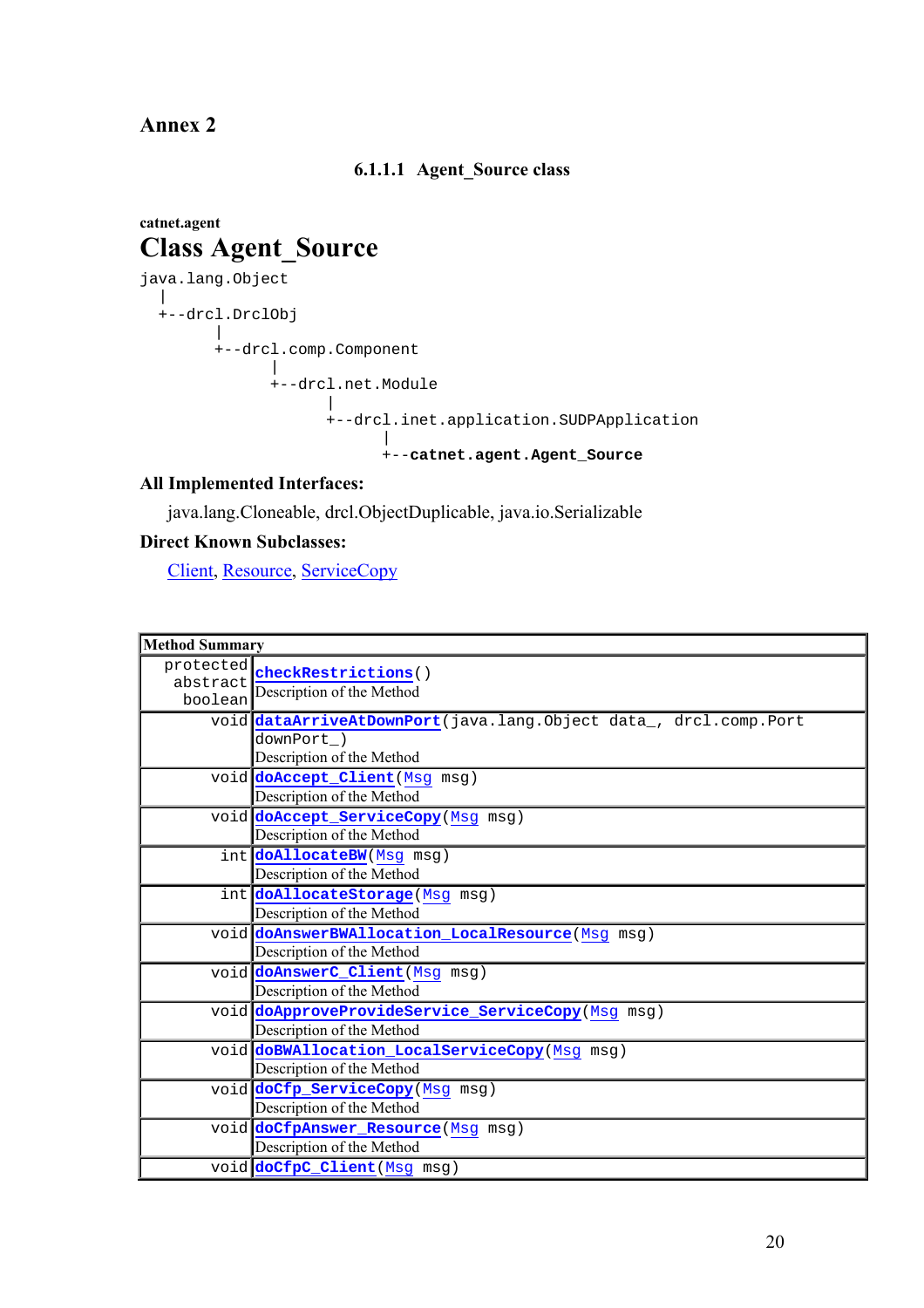# Annex 2

### 6.1.1.1 Agent_Source class

**catnet.agent**

## Class Agent_Source

```
java.lang.Object
  |
  +--drcl.DrclObj
        |
        +--drcl.comp.Component
              |
              +--drcl.net.Module
                    |
                    +--drcl.inet.application.SUDPApplication
                          |
                          +--catnet.agent.Agent_Source
```

**All Implemented Interfaces:**

java.lang.Cloneable, drcl.ObjectDuplicable, java.io.Serializable

**Direct Known Subclasses:**

Client, Resource, ServiceCopy

| Method Summary | |
|---|---|
| protected abstract boolean | **checkRestrictions**()<br>Description of the Method |
| void | **dataArriveAtDownPort**(java.lang.Object data_, drcl.comp.Port downPort_)<br>Description of the Method |
| void | **doAccept_Client**(Msg msg)<br>Description of the Method |
| void | **doAccept_ServiceCopy**(Msg msg)<br>Description of the Method |
| int | **doAllocateBW**(Msg msg)<br>Description of the Method |
| int | **doAllocateStorage**(Msg msg)<br>Description of the Method |
| void | **doAnswerBWAllocation_LocalResource**(Msg msg)<br>Description of the Method |
| void | **doAnswerC_Client**(Msg msg)<br>Description of the Method |
| void | **doApproveProvideService_ServiceCopy**(Msg msg)<br>Description of the Method |
| void | **doBWAllocation_LocalServiceCopy**(Msg msg)<br>Description of the Method |
| void | **doCfp_ServiceCopy**(Msg msg)<br>Description of the Method |
| void | **doCfpAnswer_Resource**(Msg msg)<br>Description of the Method |
| void | **doCfpC_Client**(Msg msg) |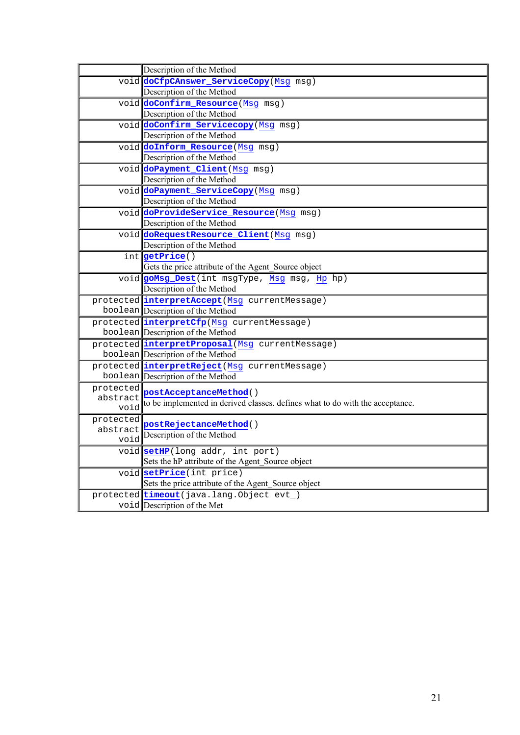| | |
|---|---|
| | Description of the Method |
| void | doCfpCAnswer_ServiceCopy(Msg msg)<br>Description of the Method |
| void | doConfirm_Resource(Msg msg)<br>Description of the Method |
| void | doConfirm_Servicecopy(Msg msg)<br>Description of the Method |
| void | doInform_Resource(Msg msg)<br>Description of the Method |
| void | doPayment_Client(Msg msg)<br>Description of the Method |
| void | doPayment_ServiceCopy(Msg msg)<br>Description of the Method |
| void | doProvideService_Resource(Msg msg)<br>Description of the Method |
| void | doRequestResource_Client(Msg msg)<br>Description of the Method |
| int | getPrice()<br>Gets the price attribute of the Agent_Source object |
| void | goMsg_Dest(int msgType, Msg msg, Hp hp)<br>Description of the Method |
| protected boolean | interpretAccept(Msg currentMessage)<br>Description of the Method |
| protected boolean | interpretCfp(Msg currentMessage)<br>Description of the Method |
| protected boolean | interpretProposal(Msg currentMessage)<br>Description of the Method |
| protected boolean | interpretReject(Msg currentMessage)<br>Description of the Method |
| protected abstract void | postAcceptanceMethod()<br>to be implemented in derived classes. defines what to do with the acceptance. |
| protected abstract void | postRejectanceMethod()<br>Description of the Method |
| void | setHP(long addr, int port)<br>Sets the hP attribute of the Agent_Source object |
| void | setPrice(int price)<br>Sets the price attribute of the Agent_Source object |
| protected void | timeout(java.lang.Object evt_)<br>Description of the Met |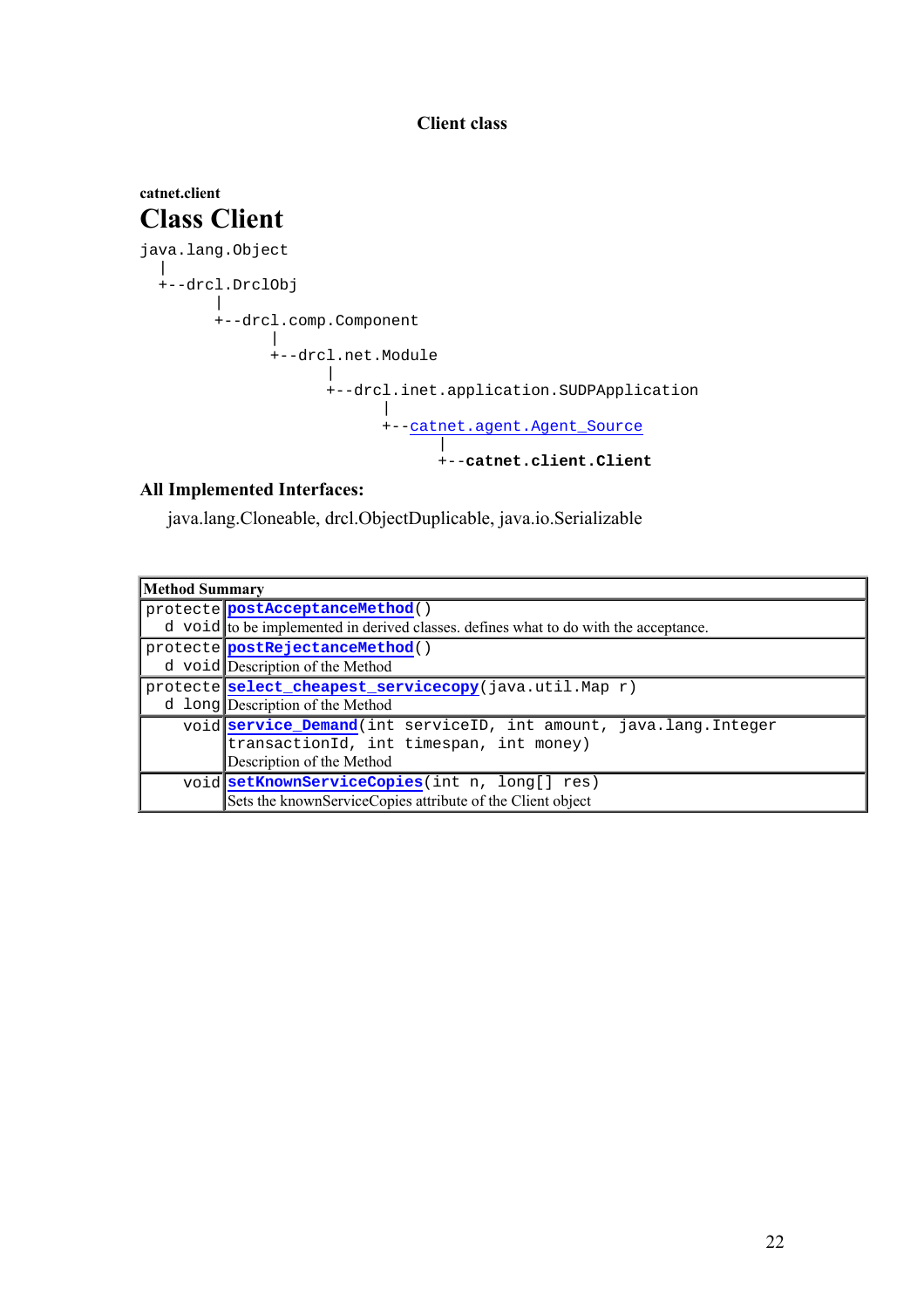**Client class**

**catnet.client**

# Class Client

```
java.lang.Object
  |
  +--drcl.DrclObj
        |
        +--drcl.comp.Component
              |
              +--drcl.net.Module
                    |
                    +--drcl.inet.application.SUDPApplication
                          |
                          +--catnet.agent.Agent_Source
                                |
                                +--catnet.client.Client
```

### All Implemented Interfaces:

java.lang.Cloneable, drcl.ObjectDuplicable, java.io.Serializable

| **Method Summary** | |
|---|---|
| protected void | **postAcceptanceMethod**()<br>to be implemented in derived classes. defines what to do with the acceptance. |
| protected void | **postRejectanceMethod**()<br>Description of the Method |
| protected long | **select_cheapest_servicecopy**(java.util.Map r)<br>Description of the Method |
| void | **service_Demand**(int serviceID, int amount, java.lang.Integer transactionId, int timespan, int money)<br>Description of the Method |
| void | **setKnownServiceCopies**(int n, long[] res)<br>Sets the knownServiceCopies attribute of the Client object |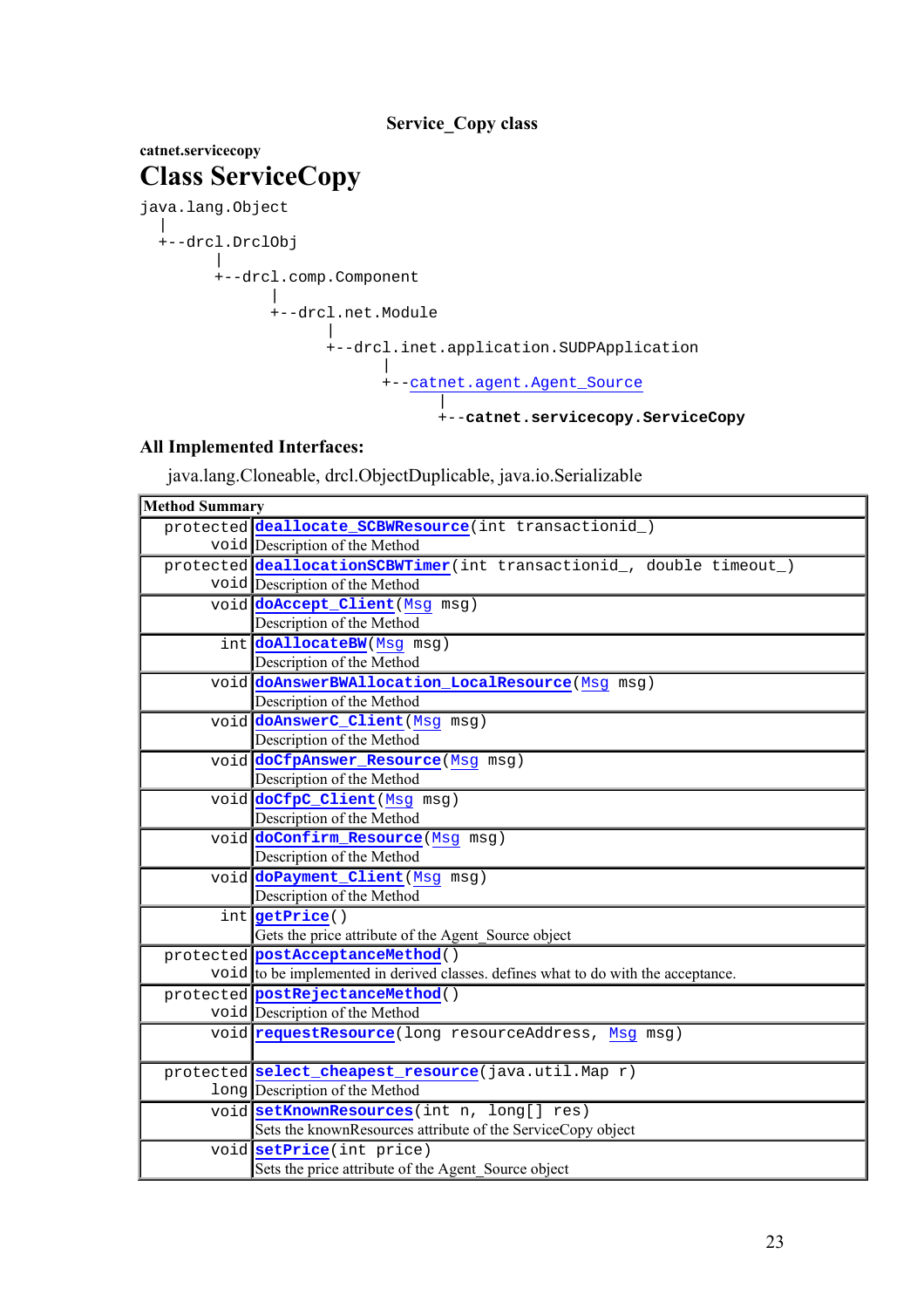**Service_Copy class**

**catnet.servicecopy**

# Class ServiceCopy

```
java.lang.Object
  |
  +--drcl.DrclObj
        |
        +--drcl.comp.Component
              |
              +--drcl.net.Module
                    |
                    +--drcl.inet.application.SUDPApplication
                          |
                          +--catnet.agent.Agent_Source
                                |
                                +--catnet.servicecopy.ServiceCopy
```

**All Implemented Interfaces:**

java.lang.Cloneable, drcl.ObjectDuplicable, java.io.Serializable

| Method Summary | |
|---|---|
| protected void | **deallocate_SCBWResource**(int transactionid_)<br>Description of the Method |
| protected void | **deallocationSCBWTimer**(int transactionid_, double timeout_)<br>Description of the Method |
| void | **doAccept_Client**(Msg msg)<br>Description of the Method |
| int | **doAllocateBW**(Msg msg)<br>Description of the Method |
| void | **doAnswerBWAllocation_LocalResource**(Msg msg)<br>Description of the Method |
| void | **doAnswerC_Client**(Msg msg)<br>Description of the Method |
| void | **doCfpAnswer_Resource**(Msg msg)<br>Description of the Method |
| void | **doCfpC_Client**(Msg msg)<br>Description of the Method |
| void | **doConfirm_Resource**(Msg msg)<br>Description of the Method |
| void | **doPayment_Client**(Msg msg)<br>Description of the Method |
| int | **getPrice**()<br>Gets the price attribute of the Agent_Source object |
| protected void | **postAcceptanceMethod**()<br>to be implemented in derived classes. defines what to do with the acceptance. |
| protected void | **postRejectanceMethod**()<br>Description of the Method |
| void | **requestResource**(long resourceAddress, Msg msg) |
| protected long | **select_cheapest_resource**(java.util.Map r)<br>Description of the Method |
| void | **setKnownResources**(int n, long[] res)<br>Sets the knownResources attribute of the ServiceCopy object |
| void | **setPrice**(int price)<br>Sets the price attribute of the Agent_Source object |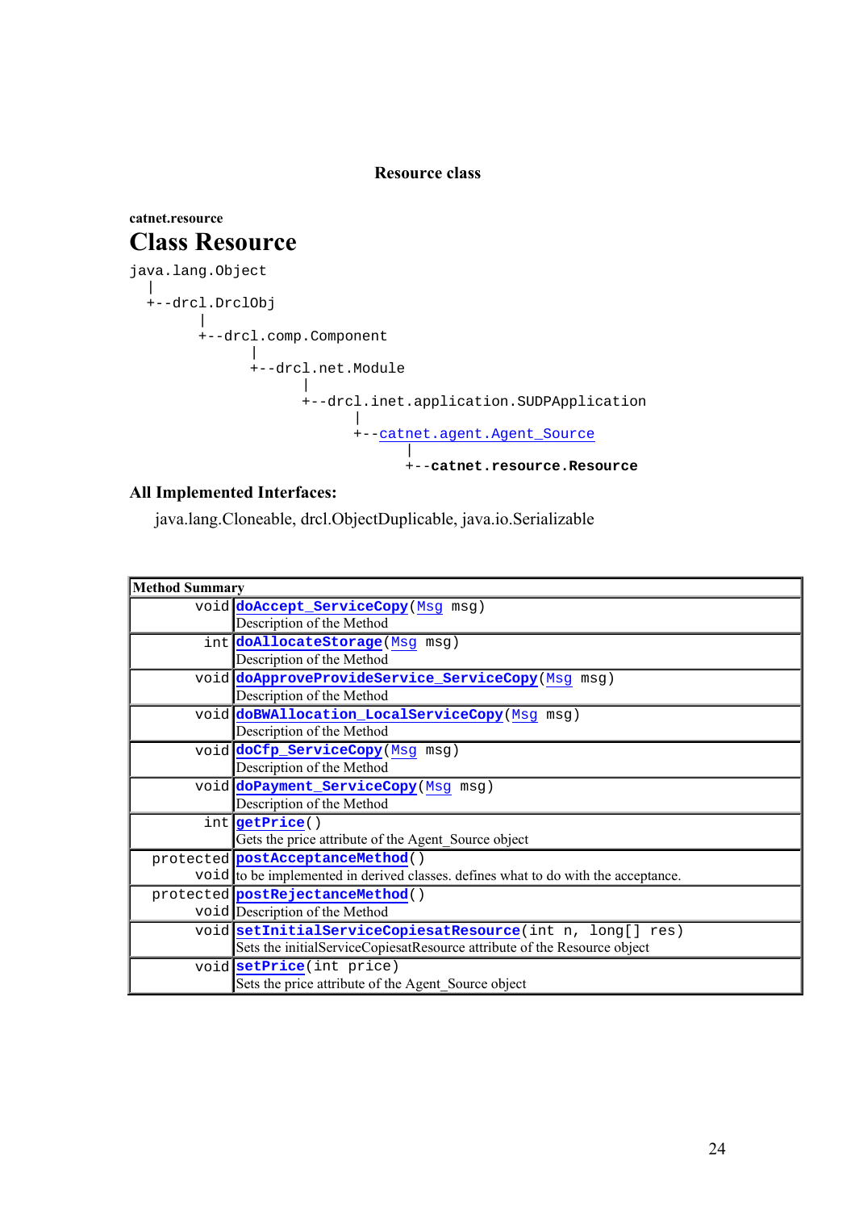**Resource class**

**catnet.resource**

# Class Resource

```
java.lang.Object
  |
  +--drcl.DrclObj
        |
        +--drcl.comp.Component
              |
              +--drcl.net.Module
                    |
                    +--drcl.inet.application.SUDPApplication
                          |
                          +--catnet.agent.Agent_Source
                                |
                                +--catnet.resource.Resource
```

**All Implemented Interfaces:**

java.lang.Cloneable, drcl.ObjectDuplicable, java.io.Serializable

| Method Summary | |
|---|---|
| void | **doAccept_ServiceCopy**(Msg msg)<br>Description of the Method |
| int | **doAllocateStorage**(Msg msg)<br>Description of the Method |
| void | **doApproveProvideService_ServiceCopy**(Msg msg)<br>Description of the Method |
| void | **doBWAllocation_LocalServiceCopy**(Msg msg)<br>Description of the Method |
| void | **doCfp_ServiceCopy**(Msg msg)<br>Description of the Method |
| void | **doPayment_ServiceCopy**(Msg msg)<br>Description of the Method |
| int | **getPrice**()<br>Gets the price attribute of the Agent_Source object |
| protected void | **postAcceptanceMethod**()<br>to be implemented in derived classes. defines what to do with the acceptance. |
| protected void | **postRejectanceMethod**()<br>Description of the Method |
| void | **setInitialServiceCopiesatResource**(int n, long[] res)<br>Sets the initialServiceCopiesatResource attribute of the Resource object |
| void | **setPrice**(int price)<br>Sets the price attribute of the Agent_Source object |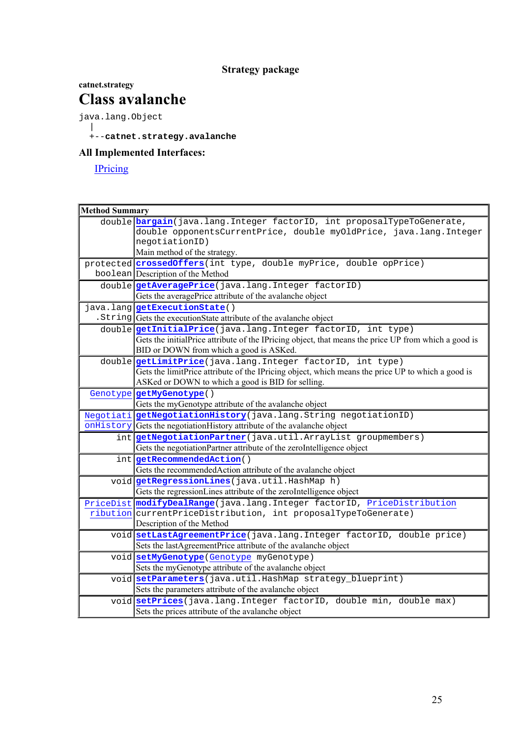**Strategy package**

catnet.strategy

# Class avalanche

```
java.lang.Object
  |
  +--catnet.strategy.avalanche
```

**All Implemented Interfaces:**

IPricing

| Method Summary | |
|---|---|
| double | `bargain(java.lang.Integer factorID, int proposalTypeToGenerate, double opponentsCurrentPrice, double myOldPrice, java.lang.Integer negotiationID)` Main method of the strategy. |
| protected boolean | `crossedOffers(int type, double myPrice, double opPrice)` Description of the Method |
| double | `getAveragePrice(java.lang.Integer factorID)` Gets the averagePrice attribute of the avalanche object |
| java.lang.String | `getExecutionState()` Gets the executionState attribute of the avalanche object |
| double | `getInitialPrice(java.lang.Integer factorID, int type)` Gets the initialPrice attribute of the IPricing object, that means the price UP from which a good is BID or DOWN from which a good is ASKed. |
| double | `getLimitPrice(java.lang.Integer factorID, int type)` Gets the limitPrice attribute of the IPricing object, which means the price UP to which a good is ASKed or DOWN to which a good is BID for selling. |
| Genotype | `getMyGenotype()` Gets the myGenotype attribute of the avalanche object |
| NegotiationHistory | `getNegotiationHistory(java.lang.String negotiationID)` Gets the negotiationHistory attribute of the avalanche object |
| int | `getNegotiationPartner(java.util.ArrayList groupmembers)` Gets the negotiationPartner attribute of the zeroIntelligence object |
| int | `getRecommendedAction()` Gets the recommendedAction attribute of the avalanche object |
| void | `getRegressionLines(java.util.HashMap h)` Gets the regressionLines attribute of the zeroIntelligence object |
| PriceDistribution | `modifyDealRange(java.lang.Integer factorID, PriceDistribution currentPriceDistribution, int proposalTypeToGenerate)` Description of the Method |
| void | `setLastAgreementPrice(java.lang.Integer factorID, double price)` Sets the lastAgreementPrice attribute of the avalanche object |
| void | `setMyGenotype(Genotype myGenotype)` Sets the myGenotype attribute of the avalanche object |
| void | `setParameters(java.util.HashMap strategy_blueprint)` Sets the parameters attribute of the avalanche object |
| void | `setPrices(java.lang.Integer factorID, double min, double max)` Sets the prices attribute of the avalanche object |